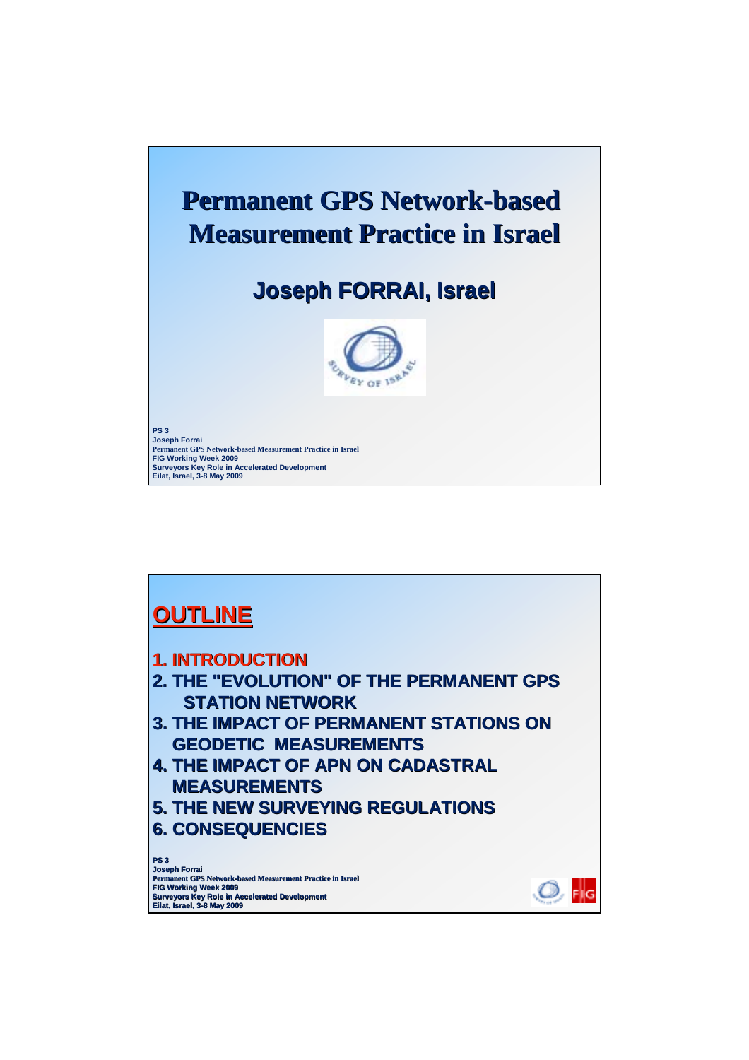# Permanent GPS Network-based Measurement Practice in Israel

## Joseph FORRAI, Israel

PS 3
Joseph Forrai
Permanent GPS Network-based Measurement Practice in Israel
FIG Working Week 2009
Surveyors Key Role in Accelerated Development
Eilat, Israel, 3-8 May 2009

# OUTLINE

1. INTRODUCTION
2. THE "EVOLUTION" OF THE PERMANENT GPS STATION NETWORK
3. THE IMPACT OF PERMANENT STATIONS ON GEODETIC MEASUREMENTS
4. THE IMPACT OF APN ON CADASTRAL MEASUREMENTS
5. THE NEW SURVEYING REGULATIONS
6. CONSEQUENCIES

PS 3
Joseph Forrai
Permanent GPS Network-based Measurement Practice in Israel
FIG Working Week 2009
Surveyors Key Role in Accelerated Development
Eilat, Israel, 3-8 May 2009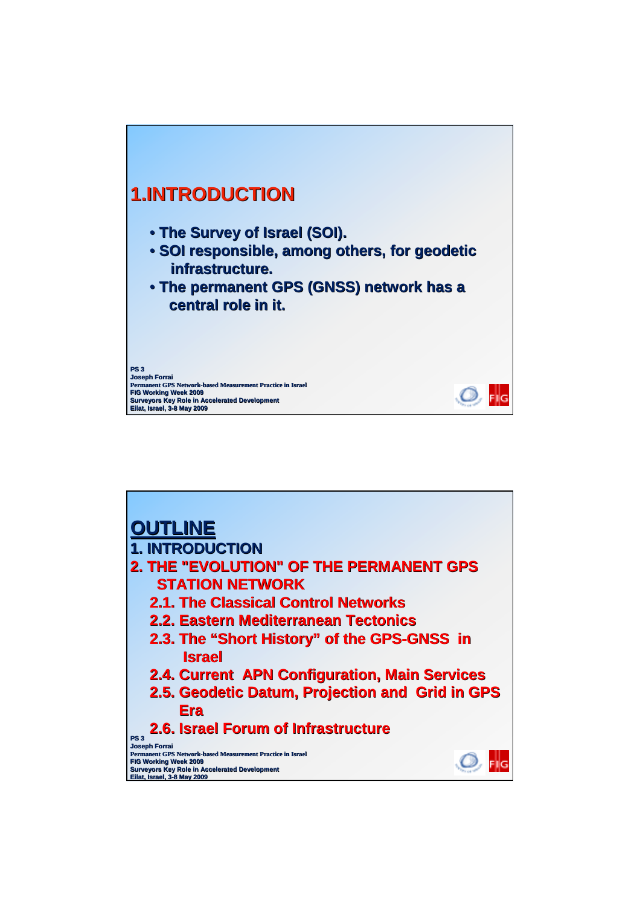# 1.INTRODUCTION

- The Survey of Israel (SOI).
- SOI responsible, among others, for geodetic infrastructure.
- The permanent GPS (GNSS) network has a central role in it.

# OUTLINE

1. INTRODUCTION

2. THE "EVOLUTION" OF THE PERMANENT GPS STATION NETWORK

   2.1. The Classical Control Networks

   2.2. Eastern Mediterranean Tectonics

   2.3. The “Short History” of the GPS-GNSS in Israel

   2.4. Current APN Configuration, Main Services

   2.5. Geodetic Datum, Projection and Grid in GPS Era

   2.6. Israel Forum of Infrastructure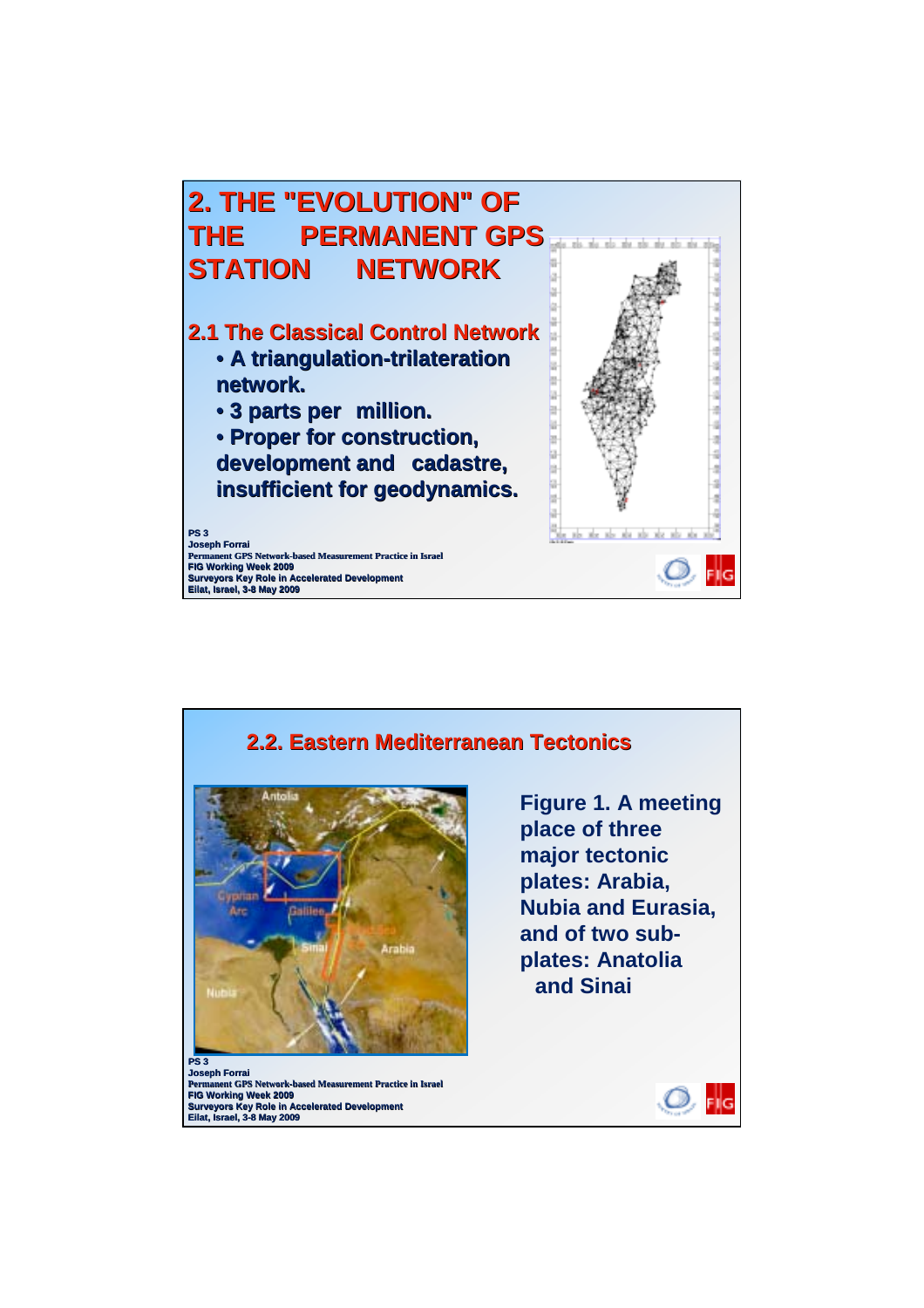## 2. THE "EVOLUTION" OF THE PERMANENT GPS STATION NETWORK

### 2.1 The Classical Control Network

- A triangulation-trilateration network.
- 3 parts per million.
- Proper for construction, development and cadastre, insufficient for geodynamics.

PS 3
Joseph Forrai
Permanent GPS Network-based Measurement Practice in Israel
FIG Working Week 2009
Surveyors Key Role in Accelerated Development
Eilat, Israel, 3-8 May 2009

### 2.2. Eastern Mediterranean Tectonics

Figure 1. A meeting place of three major tectonic plates: Arabia, Nubia and Eurasia, and of two sub-plates: Anatolia and Sinai

PS 3
Joseph Forrai
Permanent GPS Network-based Measurement Practice in Israel
FIG Working Week 2009
Surveyors Key Role in Accelerated Development
Eilat, Israel, 3-8 May 2009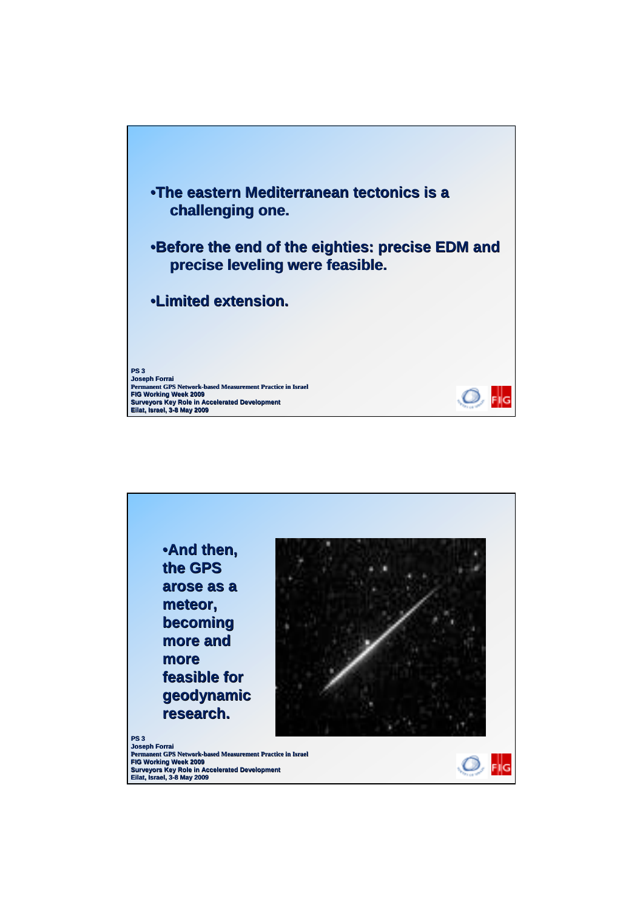- The eastern Mediterranean tectonics is a challenging one.
- Before the end of the eighties: precise EDM and precise leveling were feasible.
- Limited extension.

- And then, the GPS arose as a meteor, becoming more and more feasible for geodynamic research.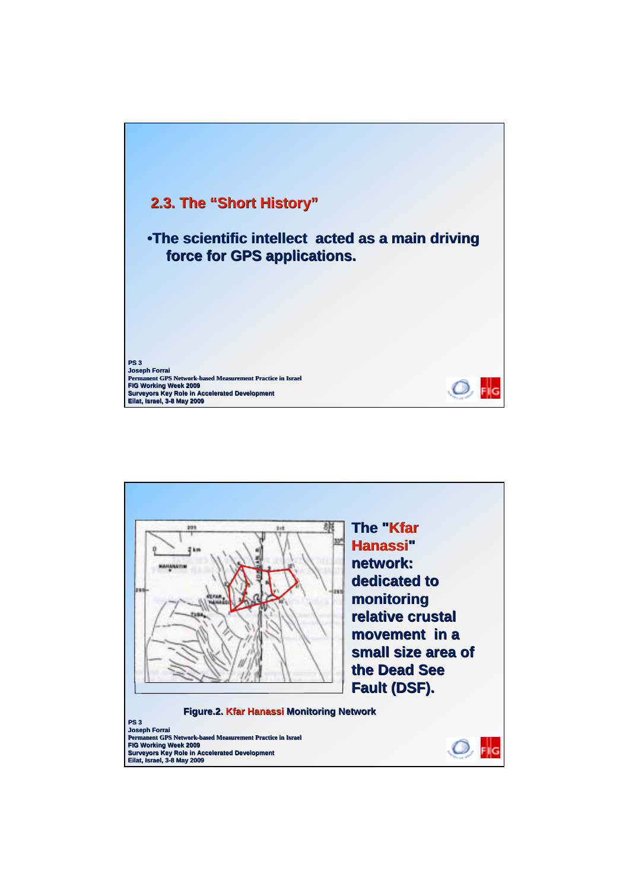## 2.3. The "Short History"

- The scientific intellect acted as a main driving force for GPS applications.

The "Kfar Hanassi" network: dedicated to monitoring relative crustal movement in a small size area of the Dead See Fault (DSF).

Figure.2. Kfar Hanassi Monitoring Network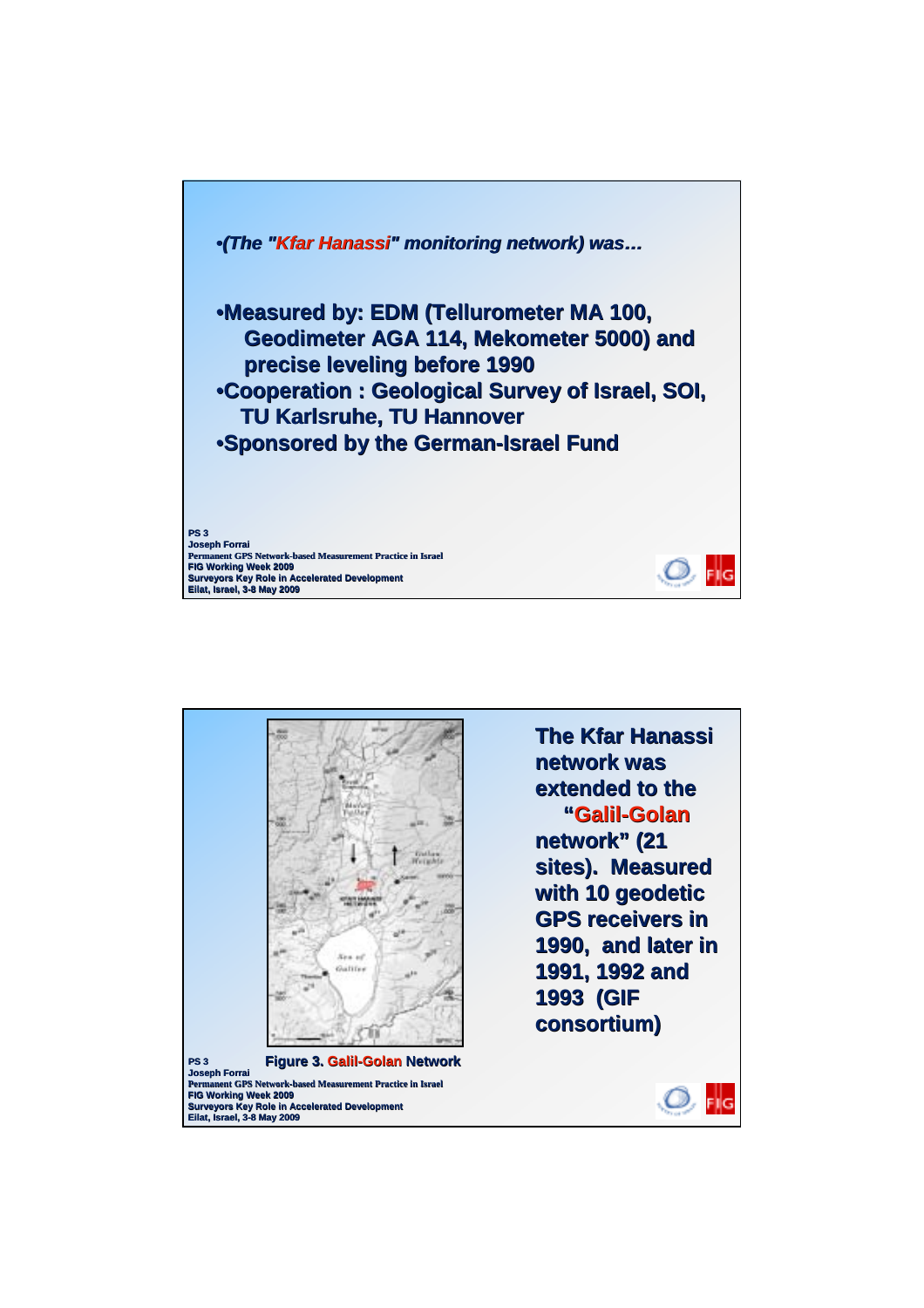•*(The "Kfar Hanassi" monitoring network) was…*

- **Measured by: EDM (Tellurometer MA 100, Geodimeter AGA 114, Mekometer 5000) and precise leveling before 1990**
- **Cooperation : Geological Survey of Israel, SOI, TU Karlsruhe, TU Hannover**
- **Sponsored by the German-Israel Fund**

**The Kfar Hanassi network was extended to the "Galil-Golan network" (21 sites). Measured with 10 geodetic GPS receivers in 1990, and later in 1991, 1992 and 1993 (GIF consortium)**

**Figure 3. Galil-Golan Network**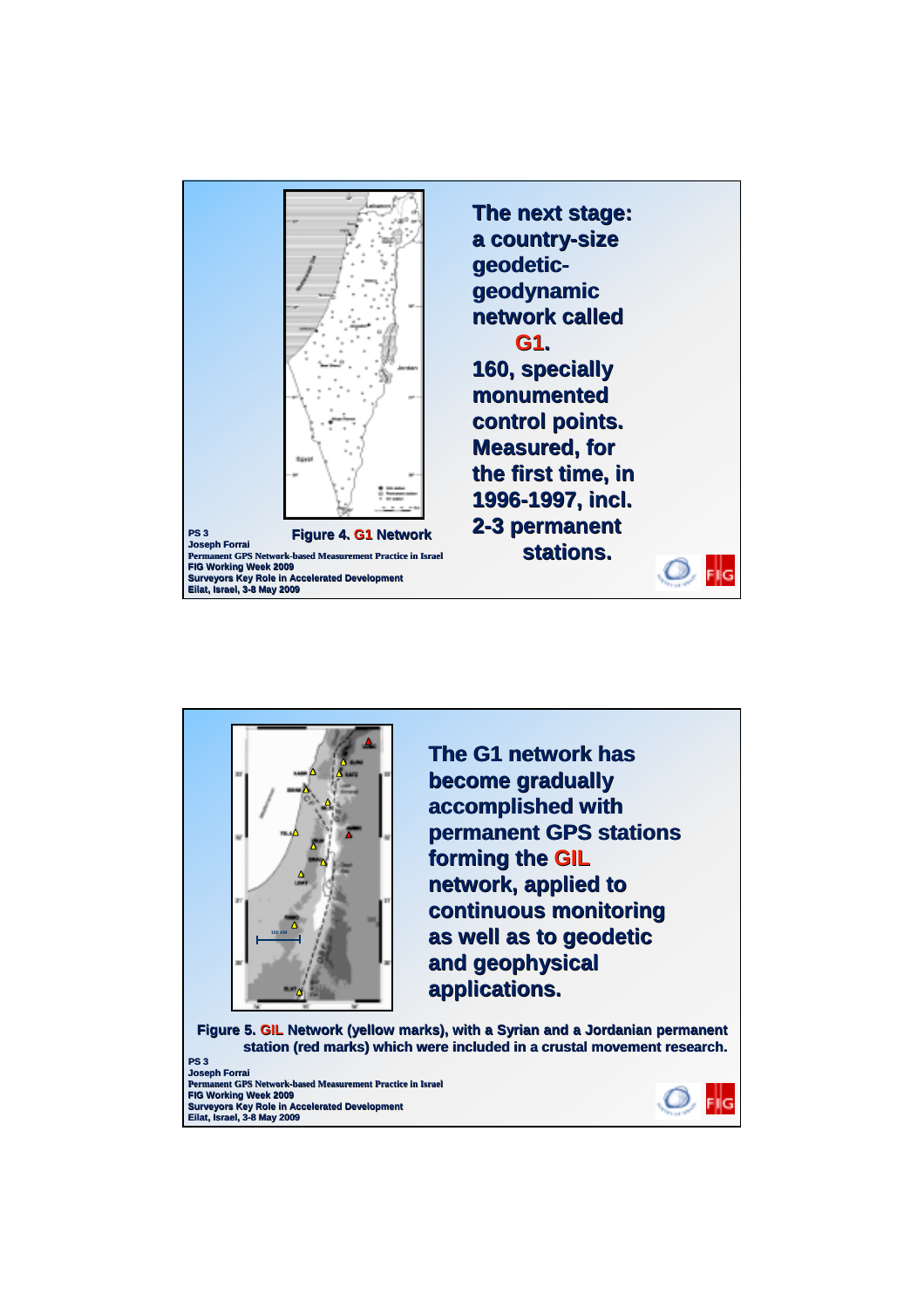The next stage: a country-size geodetic-geodynamic network called **G1**.

160, specially monumented control points. Measured, for the first time, in 1996-1997, incl. 2-3 permanent stations.

Figure 4. G1 Network

The G1 network has become gradually accomplished with permanent GPS stations forming the **GIL** network, applied to continuous monitoring as well as to geodetic and geophysical applications.

Figure 5. GIL Network (yellow marks), with a Syrian and a Jordanian permanent station (red marks) which were included in a crustal movement research.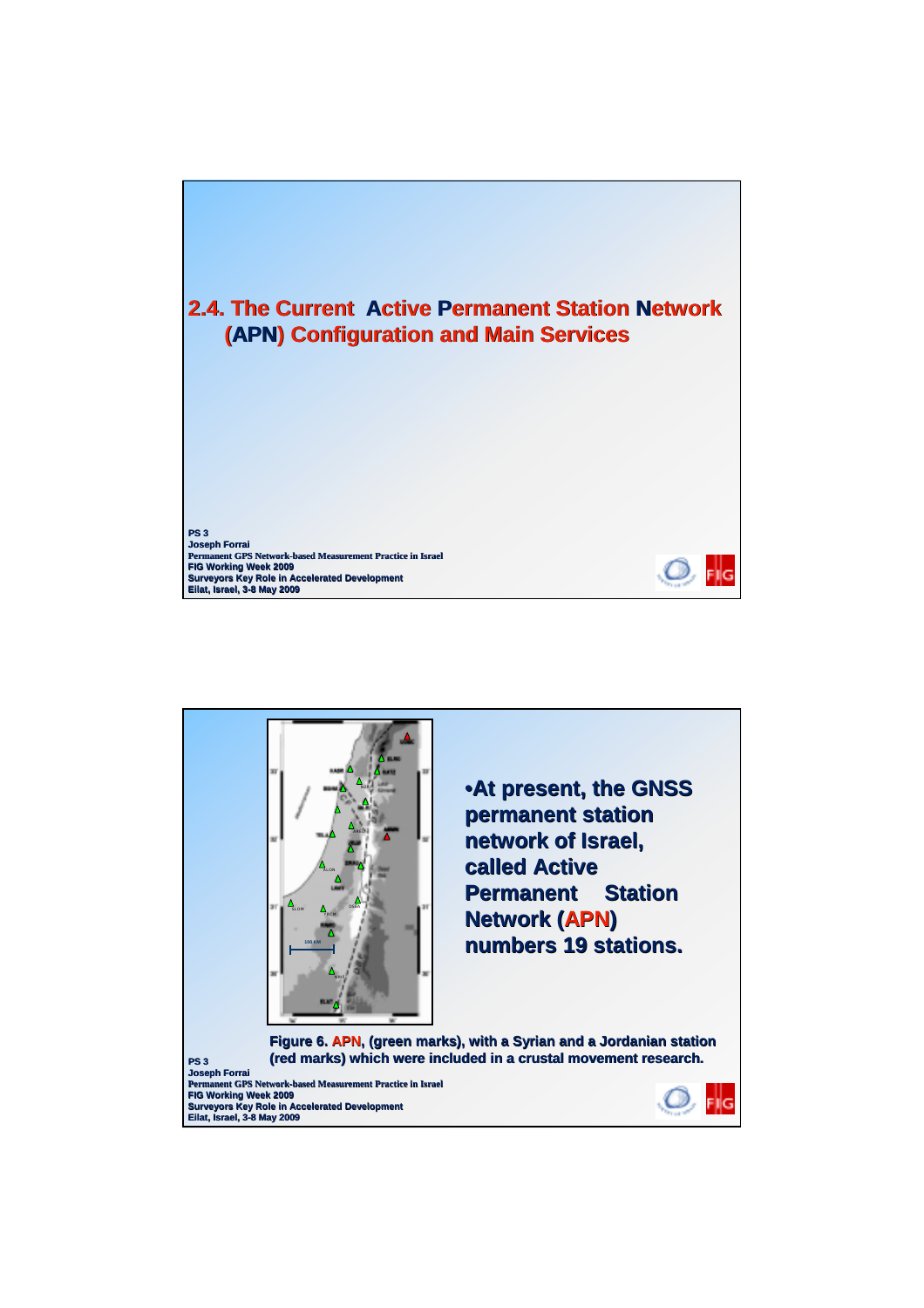## 2.4. The Current Active Permanent Station Network (APN) Configuration and Main Services

•At present, the GNSS permanent station network of Israel, called Active Permanent Station Network (APN) numbers 19 stations.

**Figure 6. APN, (green marks), with a Syrian and a Jordanian station (red marks) which were included in a crustal movement research.**

PS 3
Joseph Forrai
Permanent GPS Network-based Measurement Practice in Israel
FIG Working Week 2009
Surveyors Key Role in Accelerated Development
Eilat, Israel, 3-8 May 2009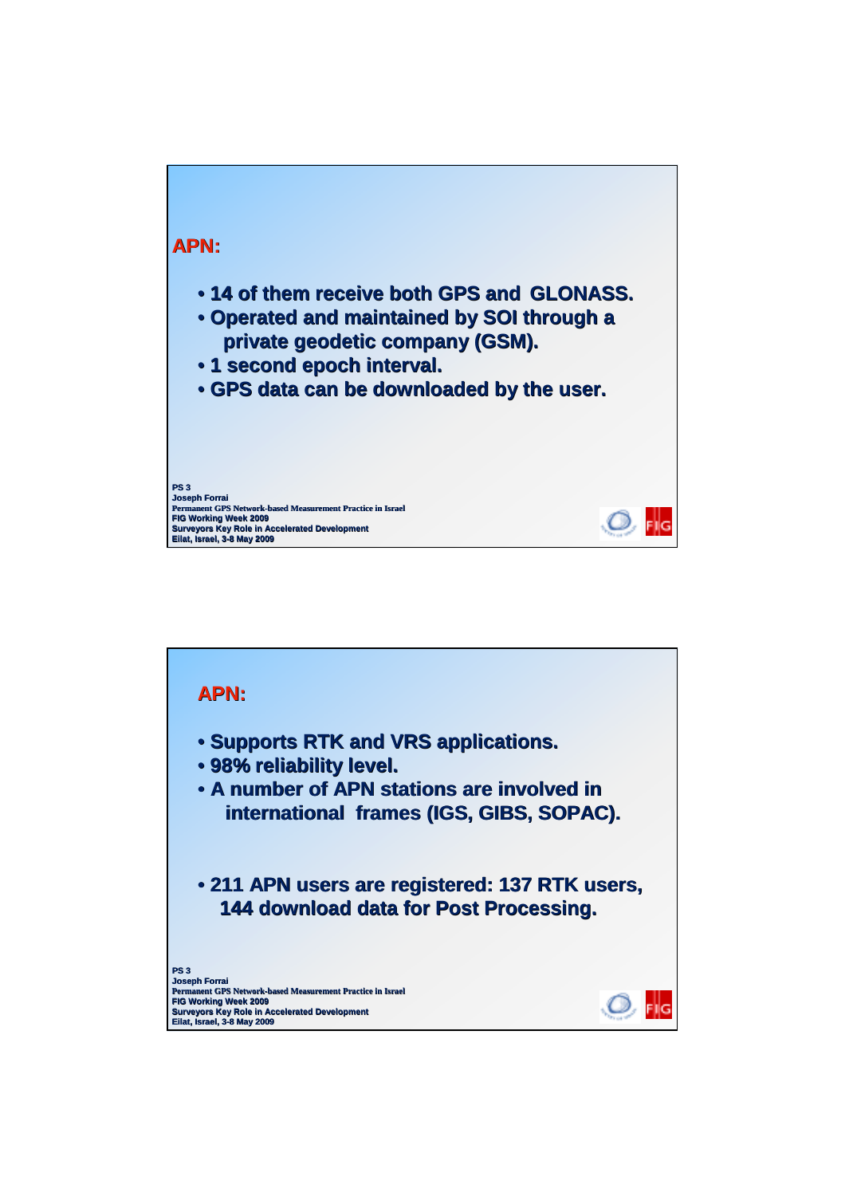## APN:

- 14 of them receive both GPS and GLONASS.
- Operated and maintained by SOI through a private geodetic company (GSM).
- 1 second epoch interval.
- GPS data can be downloaded by the user.

## APN:

- Supports RTK and VRS applications.
- 98% reliability level.
- A number of APN stations are involved in international frames (IGS, GIBS, SOPAC).

- 211 APN users are registered: 137 RTK users, 144 download data for Post Processing.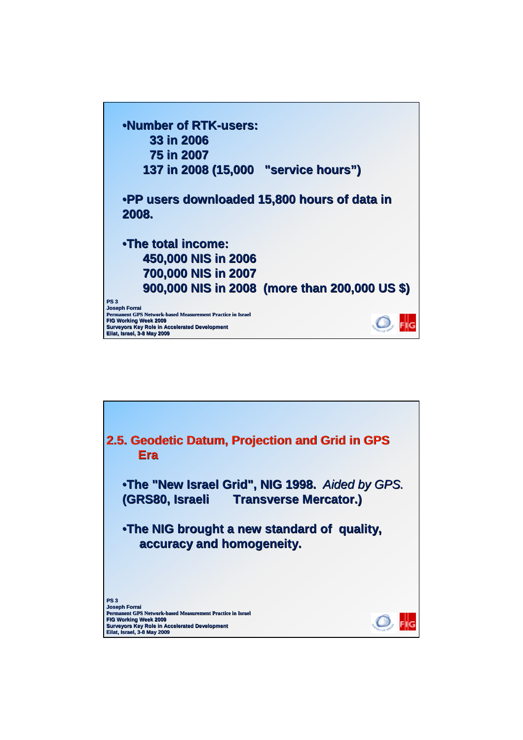- **Number of RTK-users:**
  - **33 in 2006**
  - **75 in 2007**
  - **137 in 2008 (15,000 "service hours")**

- **PP users downloaded 15,800 hours of data in 2008.**

- **The total income:**
  - **450,000 NIS in 2006**
  - **700,000 NIS in 2007**
  - **900,000 NIS in 2008 (more than 200,000 US $)**

## 2.5. Geodetic Datum, Projection and Grid in GPS Era

- **The "New Israel Grid", NIG 1998.** *Aided by GPS.* **(GRS80, Israeli Transverse Mercator.)**

- **The NIG brought a new standard of quality, accuracy and homogeneity.**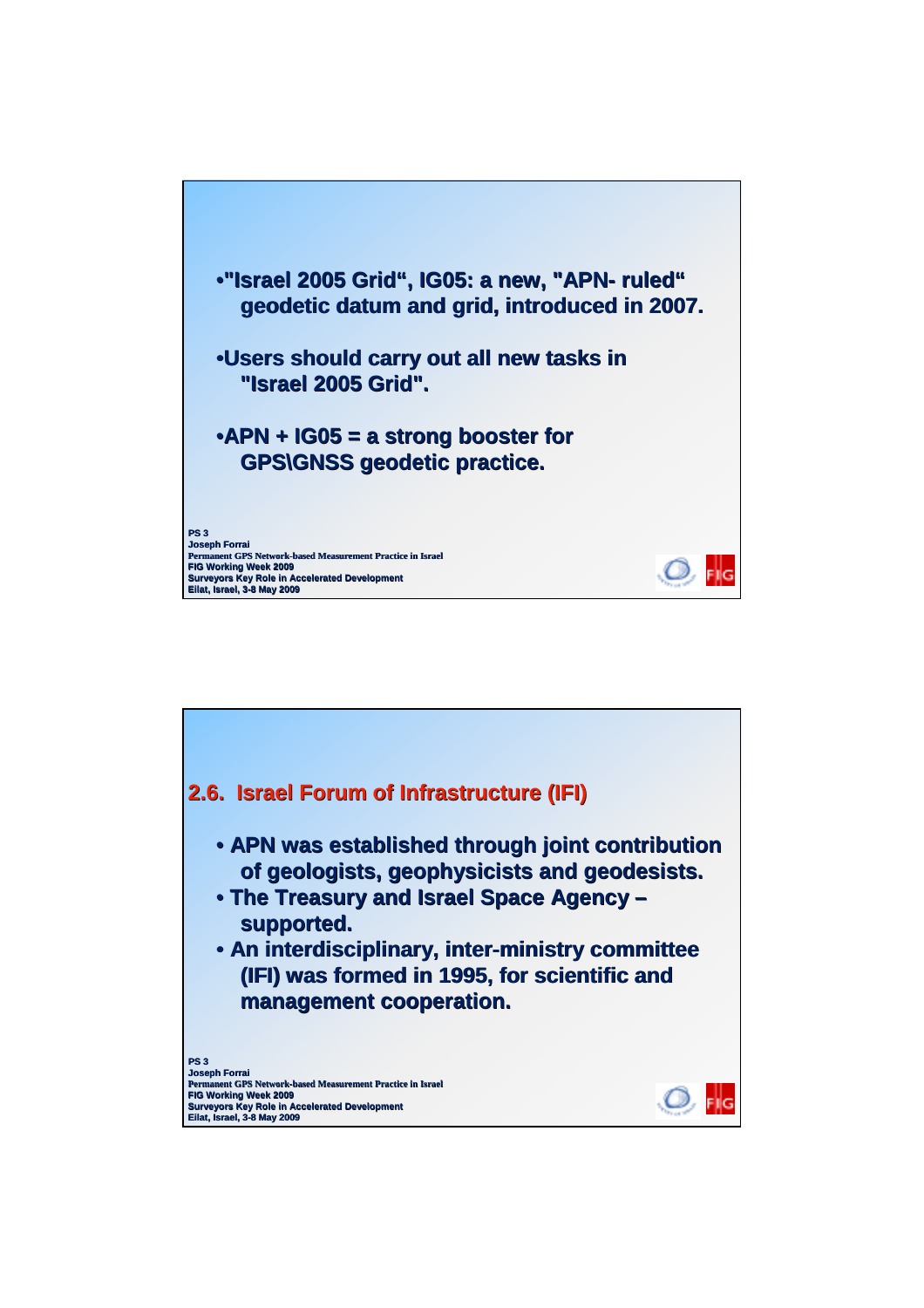- "Israel 2005 Grid", IG05: a new, "APN- ruled" geodetic datum and grid, introduced in 2007.

- Users should carry out all new tasks in "Israel 2005 Grid".

- APN + IG05 = a strong booster for GPS\GNSS geodetic practice.

## 2.6. Israel Forum of Infrastructure (IFI)

- APN was established through joint contribution of geologists, geophysicists and geodesists.
- The Treasury and Israel Space Agency – supported.
- An interdisciplinary, inter-ministry committee (IFI) was formed in 1995, for scientific and management cooperation.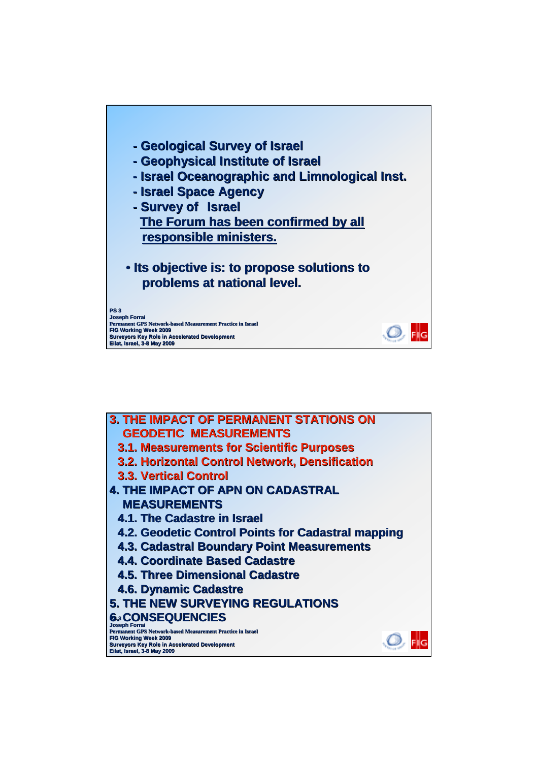- Geological Survey of Israel
- Geophysical Institute of Israel
- Israel Oceanographic and Limnological Inst.
- Israel Space Agency
- Survey of Israel

**The Forum has been confirmed by all responsible ministers.**

- Its objective is: to propose solutions to problems at national level.

**3. THE IMPACT OF PERMANENT STATIONS ON GEODETIC MEASUREMENTS**

- 3.1. Measurements for Scientific Purposes
- 3.2. Horizontal Control Network, Densification
- 3.3. Vertical Control

**4. THE IMPACT OF APN ON CADASTRAL MEASUREMENTS**

- 4.1. The Cadastre in Israel
- 4.2. Geodetic Control Points for Cadastral mapping
- 4.3. Cadastral Boundary Point Measurements
- 4.4. Coordinate Based Cadastre
- 4.5. Three Dimensional Cadastre
- 4.6. Dynamic Cadastre

**5. THE NEW SURVEYING REGULATIONS**

**6. CONSEQUENCIES**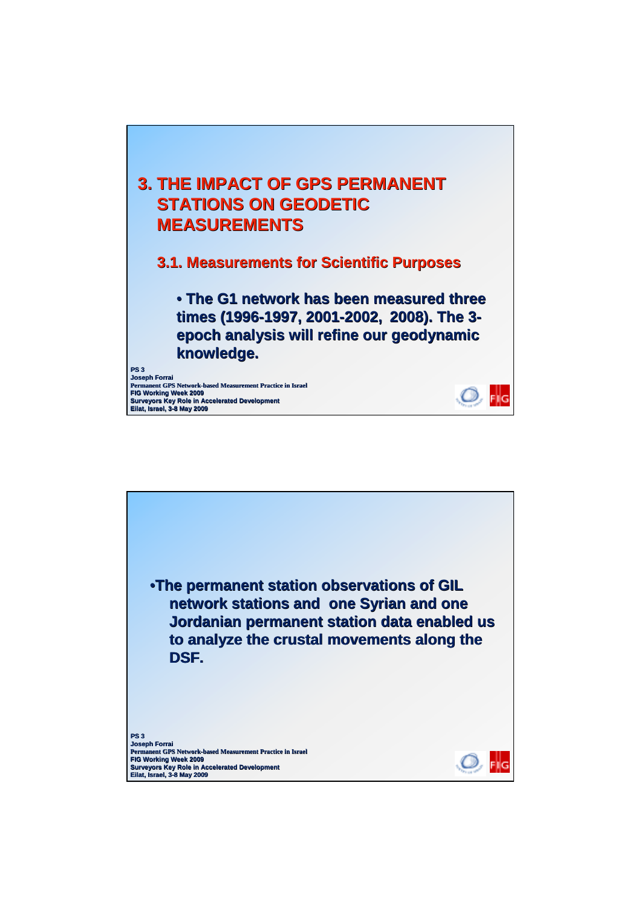# 3. THE IMPACT OF GPS PERMANENT STATIONS ON GEODETIC MEASUREMENTS

## 3.1. Measurements for Scientific Purposes

- **The G1 network has been measured three times (1996-1997, 2001-2002, 2008). The 3-epoch analysis will refine our geodynamic knowledge.**

- **The permanent station observations of GIL network stations and one Syrian and one Jordanian permanent station data enabled us to analyze the crustal movements along the DSF.**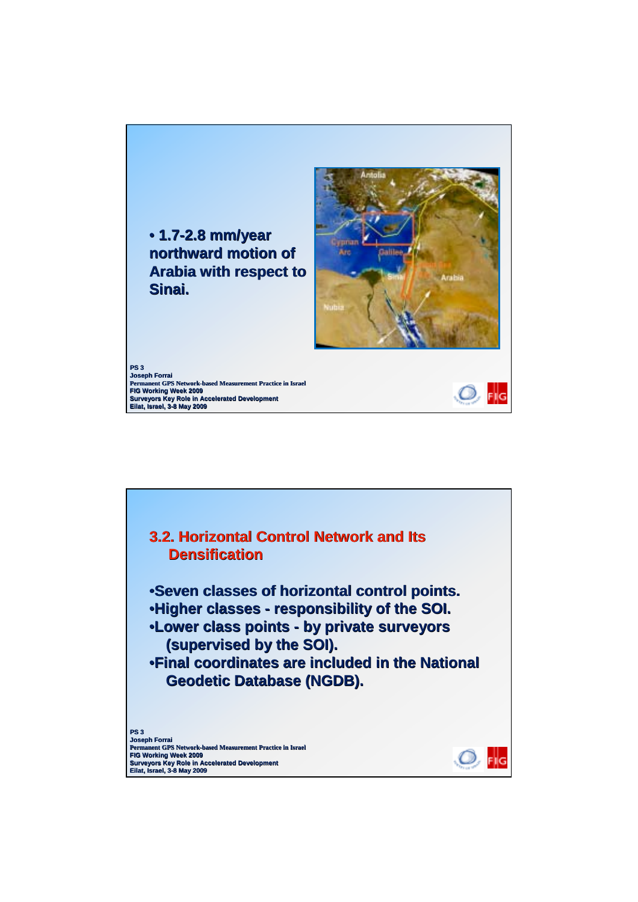- 1.7-2.8 mm/year northward motion of Arabia with respect to Sinai.

## 3.2. Horizontal Control Network and Its Densification

- Seven classes of horizontal control points.
- Higher classes - responsibility of the SOI.
- Lower class points - by private surveyors (supervised by the SOI).
- Final coordinates are included in the National Geodetic Database (NGDB).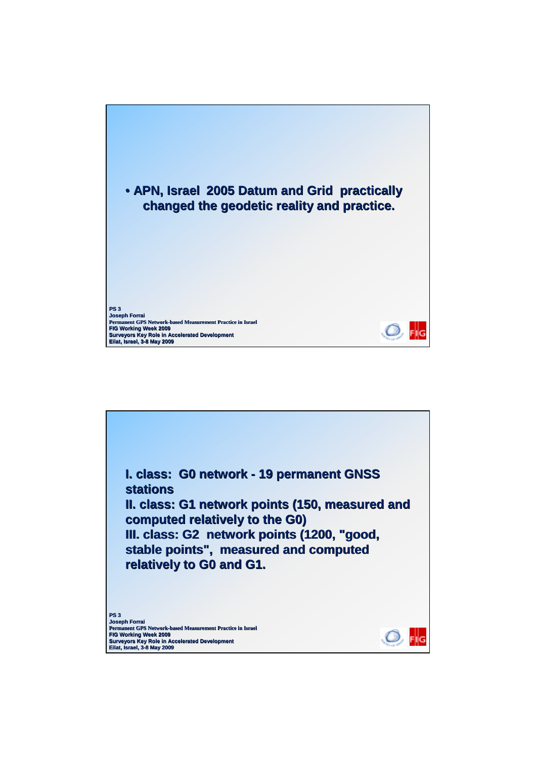- **APN, Israel 2005 Datum and Grid practically changed the geodetic reality and practice.**

**I. class: G0 network - 19 permanent GNSS stations**

**II. class: G1 network points (150, measured and computed relatively to the G0)**

**III. class: G2 network points (1200, "good, stable points", measured and computed relatively to G0 and G1.**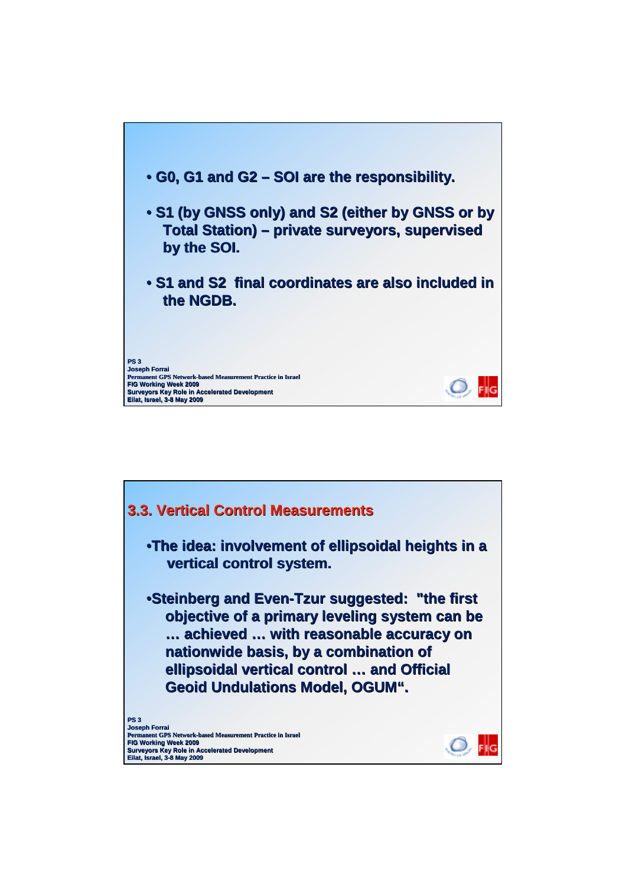- G0, G1 and G2 – SOI are the responsibility.
- S1 (by GNSS only) and S2 (either by GNSS or by Total Station) – private surveyors, supervised by the SOI.
- S1 and S2 final coordinates are also included in the NGDB.

## 3.3. Vertical Control Measurements

- The idea: involvement of ellipsoidal heights in a vertical control system.
- Steinberg and Even-Tzur suggested: "the first objective of a primary leveling system can be … achieved … with reasonable accuracy on nationwide basis, by a combination of ellipsoidal vertical control … and Official Geoid Undulations Model, OGUM".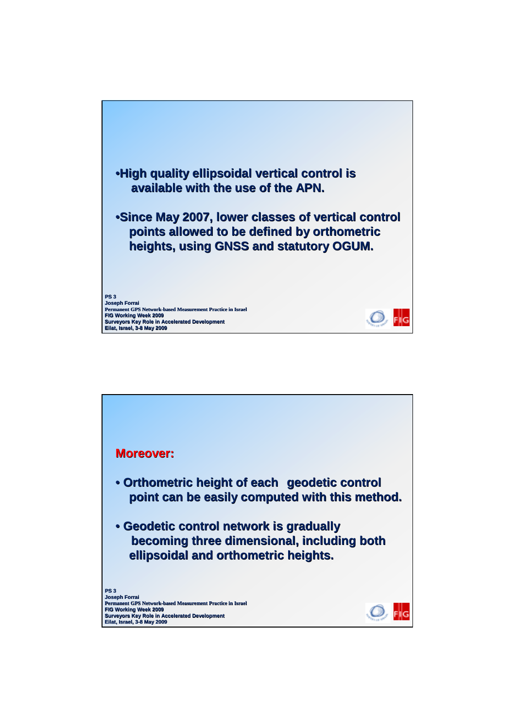- High quality ellipsoidal vertical control is available with the use of the APN.

- Since May 2007, lower classes of vertical control points allowed to be defined by orthometric heights, using GNSS and statutory OGUM.

**Moreover:**

- Orthometric height of each geodetic control point can be easily computed with this method.

- Geodetic control network is gradually becoming three dimensional, including both ellipsoidal and orthometric heights.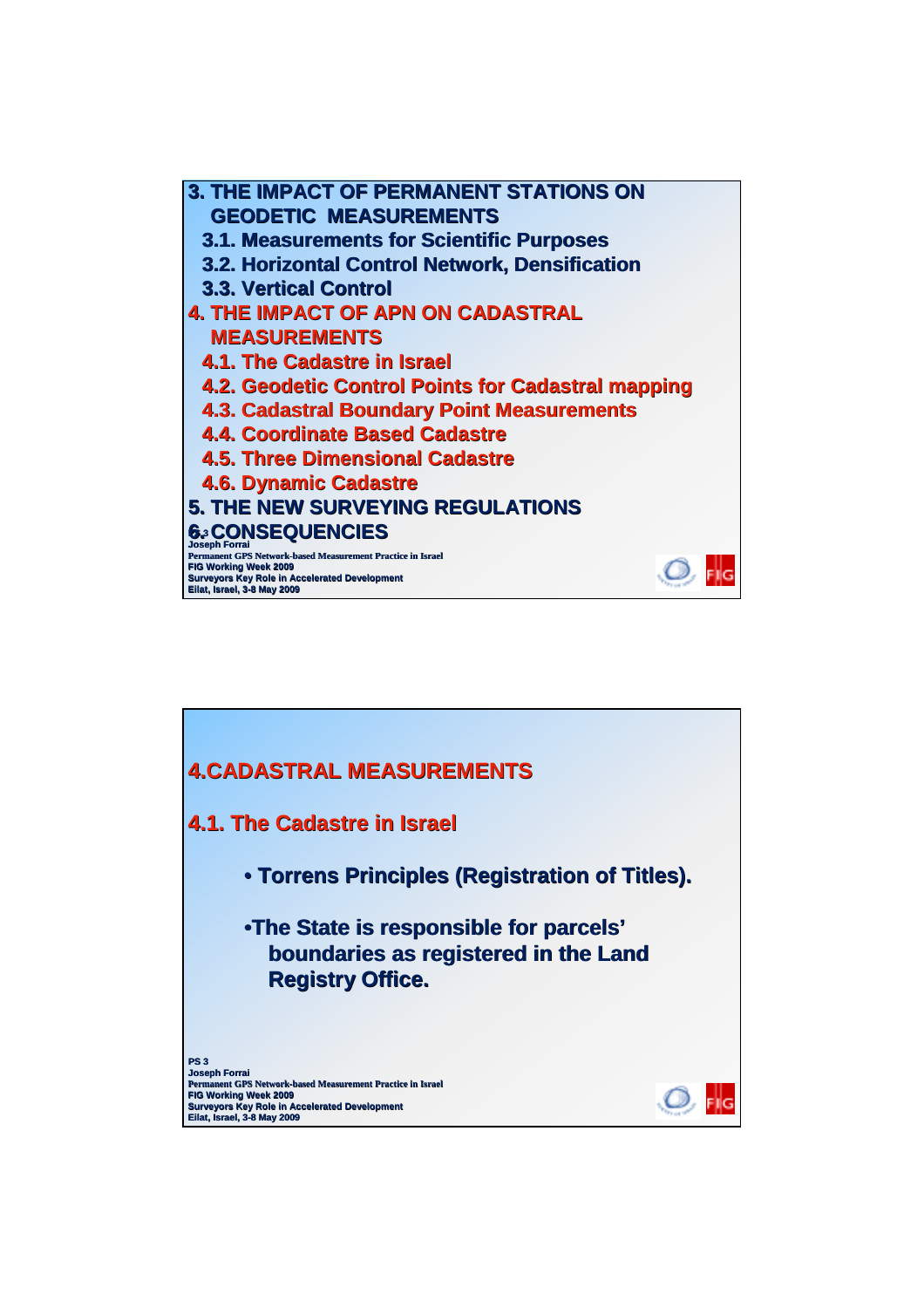3. THE IMPACT OF PERMANENT STATIONS ON GEODETIC MEASUREMENTS

- 3.1. Measurements for Scientific Purposes
- 3.2. Horizontal Control Network, Densification
- 3.3. Vertical Control

4. THE IMPACT OF APN ON CADASTRAL MEASUREMENTS

- 4.1. The Cadastre in Israel
- 4.2. Geodetic Control Points for Cadastral mapping
- 4.3. Cadastral Boundary Point Measurements
- 4.4. Coordinate Based Cadastre
- 4.5. Three Dimensional Cadastre
- 4.6. Dynamic Cadastre

5. THE NEW SURVEYING REGULATIONS

6. CONSEQUENCIES

## 4.CADASTRAL MEASUREMENTS

### 4.1. The Cadastre in Israel

- Torrens Principles (Registration of Titles).
- The State is responsible for parcels' boundaries as registered in the Land Registry Office.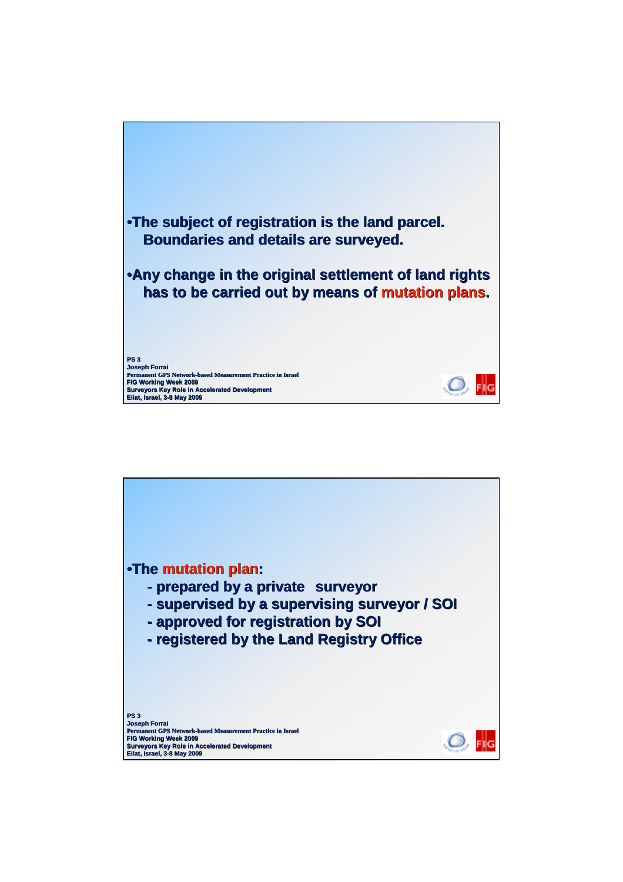- **The subject of registration is the land parcel. Boundaries and details are surveyed.**

- **Any change in the original settlement of land rights has to be carried out by means of mutation plans.**

---

- **The mutation plan:**
  - **prepared by a private surveyor**
  - **supervised by a supervising surveyor / SOI**
  - **approved for registration by SOI**
  - **registered by the Land Registry Office**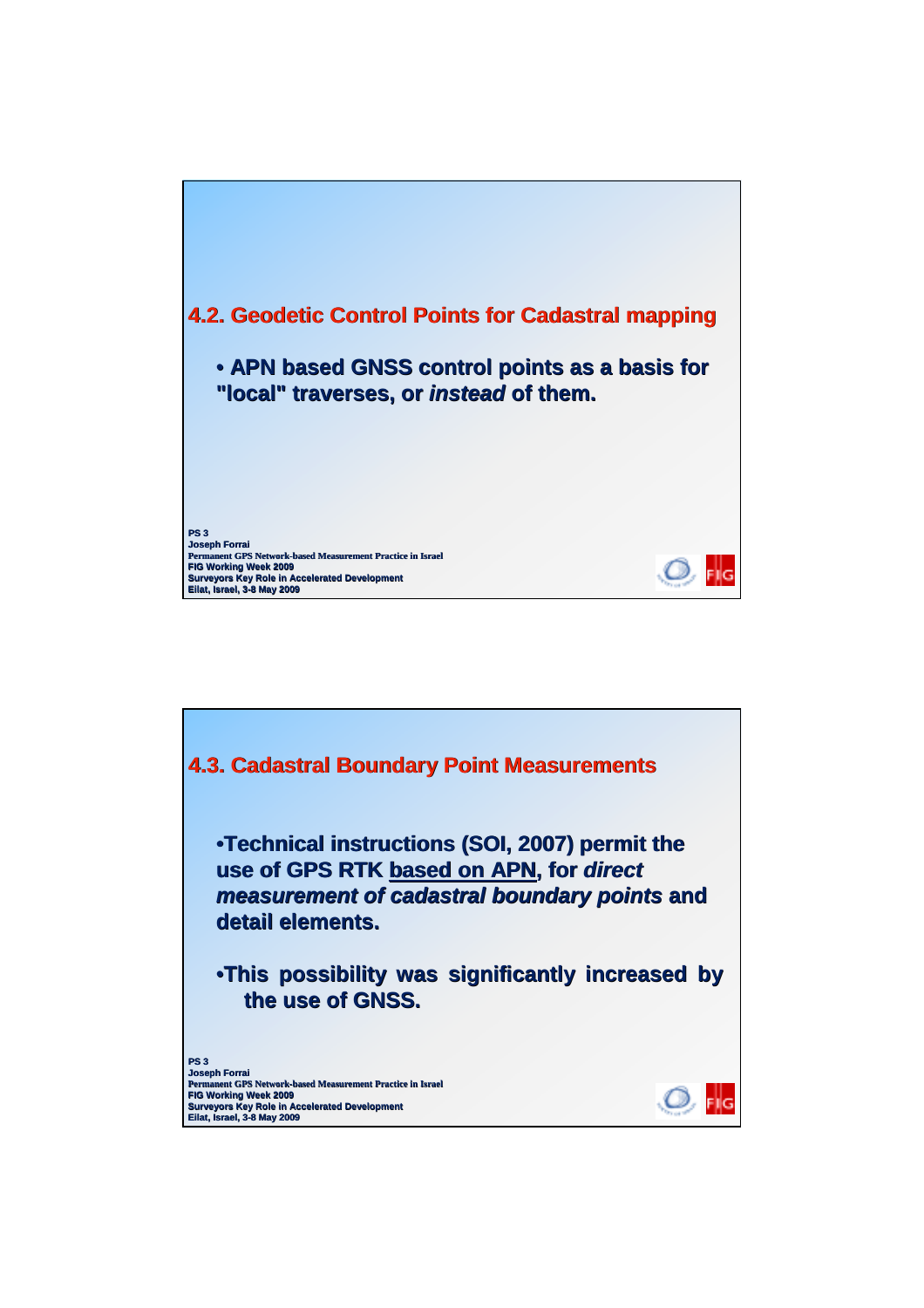## 4.2. Geodetic Control Points for Cadastral mapping

- **APN based GNSS control points as a basis for "local" traverses, or *instead* of them.**

## 4.3. Cadastral Boundary Point Measurements

- **Technical instructions (SOI, 2007) permit the use of GPS RTK based on APN, for *direct measurement of cadastral boundary points* and detail elements.**

- **This possibility was significantly increased by the use of GNSS.**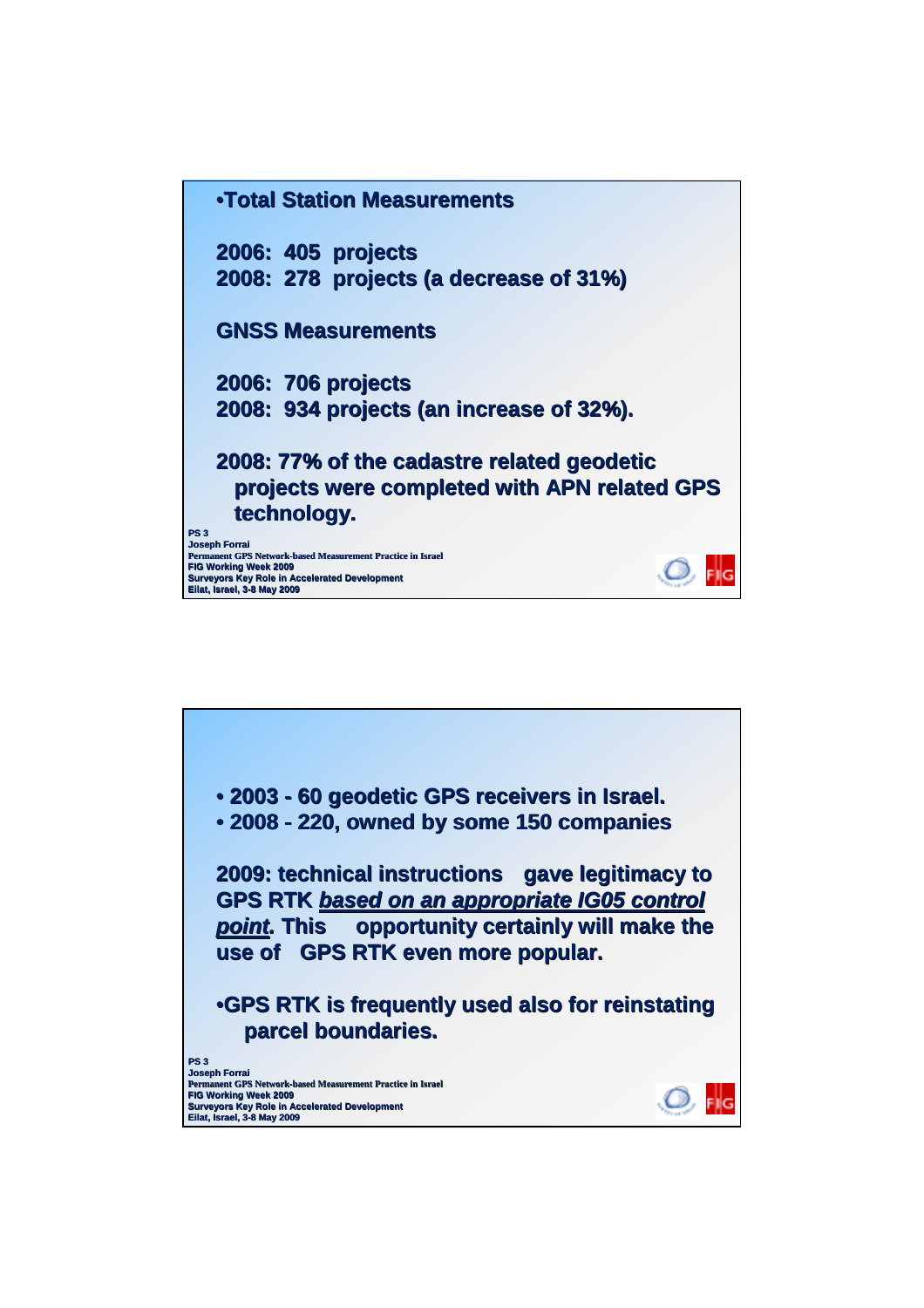- **Total Station Measurements**

**2006: 405 projects**
**2008: 278 projects (a decrease of 31%)**

**GNSS Measurements**

**2006: 706 projects**
**2008: 934 projects (an increase of 32%).**

**2008: 77% of the cadastre related geodetic projects were completed with APN related GPS technology.**

- **2003 - 60 geodetic GPS receivers in Israel.**
- **2008 - 220, owned by some 150 companies**

**2009: technical instructions gave legitimacy to GPS RTK *based on an appropriate IG05 control point*. This opportunity certainly will make the use of GPS RTK even more popular.**

- **GPS RTK is frequently used also for reinstating parcel boundaries.**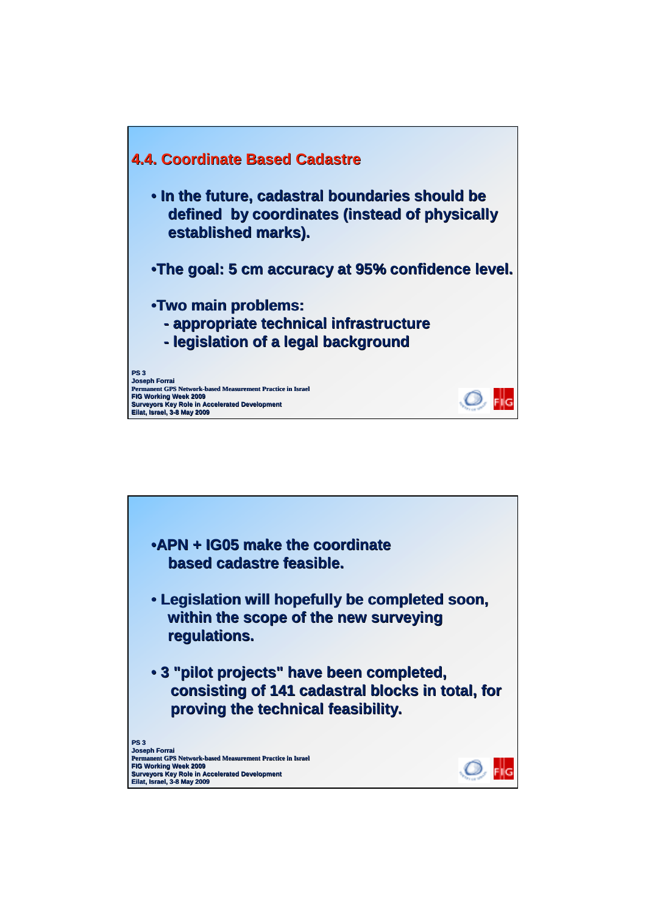## 4.4. Coordinate Based Cadastre

- In the future, cadastral boundaries should be defined by coordinates (instead of physically established marks).

- The goal: 5 cm accuracy at 95% confidence level.

- Two main problems:
  - appropriate technical infrastructure
  - legislation of a legal background

- APN + IG05 make the coordinate based cadastre feasible.

- Legislation will hopefully be completed soon, within the scope of the new surveying regulations.

- 3 "pilot projects" have been completed, consisting of 141 cadastral blocks in total, for proving the technical feasibility.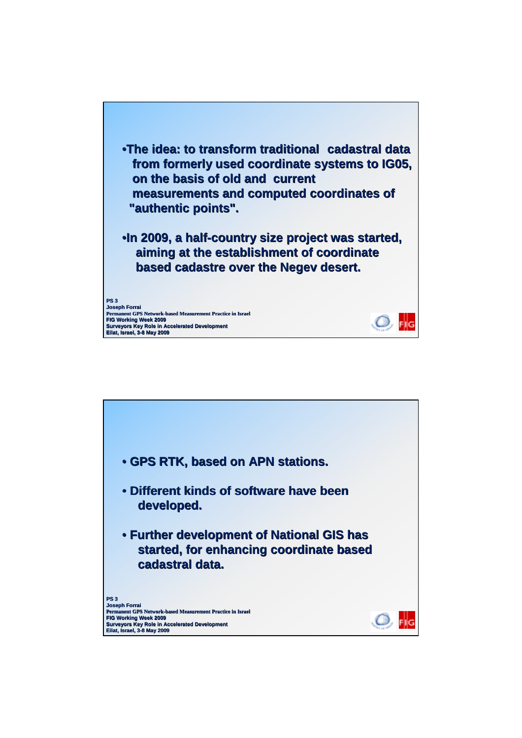- The idea: to transform traditional cadastral data from formerly used coordinate systems to IG05, on the basis of old and current measurements and computed coordinates of "authentic points".

- In 2009, a half-country size project was started, aiming at the establishment of coordinate based cadastre over the Negev desert.

---

- GPS RTK, based on APN stations.

- Different kinds of software have been developed.

- Further development of National GIS has started, for enhancing coordinate based cadastral data.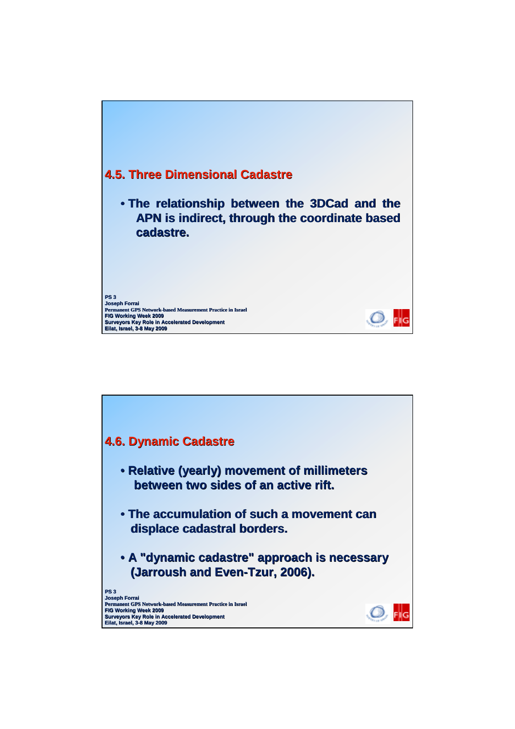## 4.5. Three Dimensional Cadastre

- The relationship between the 3DCad and the APN is indirect, through the coordinate based cadastre.

## 4.6. Dynamic Cadastre

- Relative (yearly) movement of millimeters between two sides of an active rift.
- The accumulation of such a movement can displace cadastral borders.
- A "dynamic cadastre" approach is necessary (Jarroush and Even-Tzur, 2006).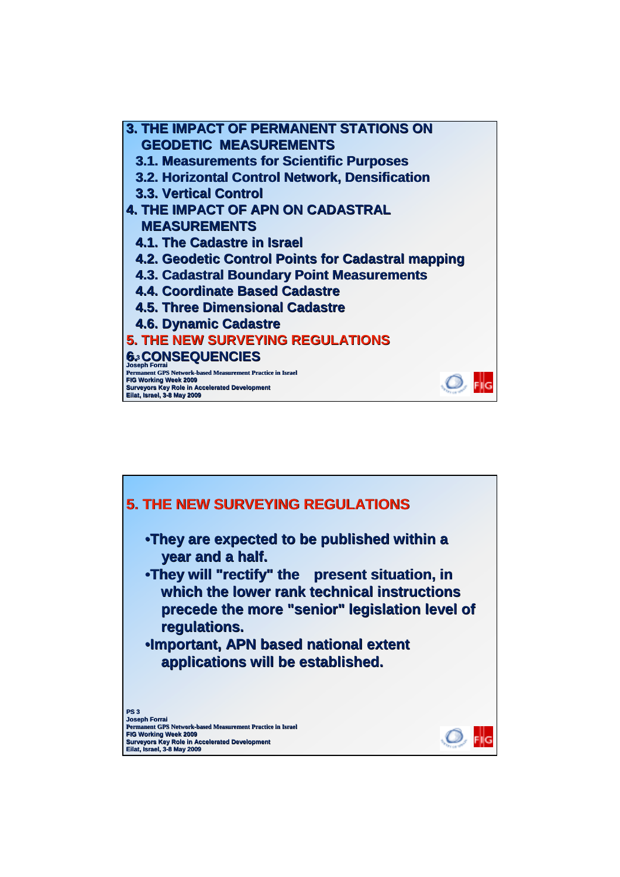3. THE IMPACT OF PERMANENT STATIONS ON GEODETIC MEASUREMENTS

- 3.1. Measurements for Scientific Purposes
- 3.2. Horizontal Control Network, Densification
- 3.3. Vertical Control

4. THE IMPACT OF APN ON CADASTRAL MEASUREMENTS

- 4.1. The Cadastre in Israel
- 4.2. Geodetic Control Points for Cadastral mapping
- 4.3. Cadastral Boundary Point Measurements
- 4.4. Coordinate Based Cadastre
- 4.5. Three Dimensional Cadastre
- 4.6. Dynamic Cadastre

5. THE NEW SURVEYING REGULATIONS

6. CONSEQUENCIES

## 5. THE NEW SURVEYING REGULATIONS

- They are expected to be published within a year and a half.
- They will "rectify" the present situation, in which the lower rank technical instructions precede the more "senior" legislation level of regulations.
- Important, APN based national extent applications will be established.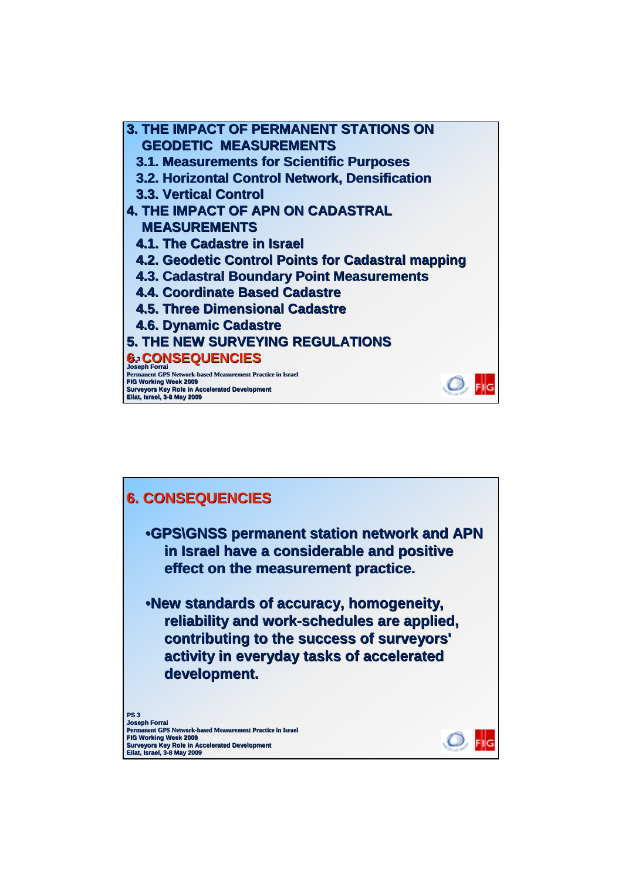## 3. THE IMPACT OF PERMANENT STATIONS ON GEODETIC MEASUREMENTS

### 3.1. Measurements for Scientific Purposes

### 3.2. Horizontal Control Network, Densification

### 3.3. Vertical Control

## 4. THE IMPACT OF APN ON CADASTRAL MEASUREMENTS

### 4.1. The Cadastre in Israel

### 4.2. Geodetic Control Points for Cadastral mapping

### 4.3. Cadastral Boundary Point Measurements

### 4.4. Coordinate Based Cadastre

### 4.5. Three Dimensional Cadastre

### 4.6. Dynamic Cadastre

## 5. THE NEW SURVEYING REGULATIONS

## 6. CONSEQUENCIES

## 6. CONSEQUENCIES

- GPS\GNSS permanent station network and APN in Israel have a considerable and positive effect on the measurement practice.
- New standards of accuracy, homogeneity, reliability and work-schedules are applied, contributing to the success of surveyors' activity in everyday tasks of accelerated development.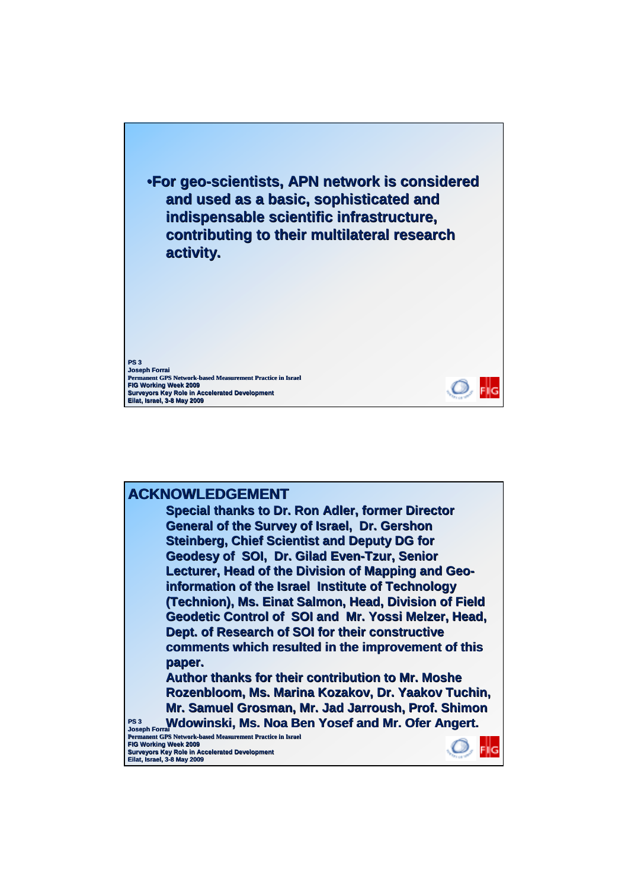- For geo-scientists, APN network is considered and used as a basic, sophisticated and indispensable scientific infrastructure, contributing to their multilateral research activity.

## ACKNOWLEDGEMENT

Special thanks to Dr. Ron Adler, former Director General of the Survey of Israel, Dr. Gershon Steinberg, Chief Scientist and Deputy DG for Geodesy of SOI, Dr. Gilad Even-Tzur, Senior Lecturer, Head of the Division of Mapping and Geo-information of the Israel Institute of Technology (Technion), Ms. Einat Salmon, Head, Division of Field Geodetic Control of SOI and Mr. Yossi Melzer, Head, Dept. of Research of SOI for their constructive comments which resulted in the improvement of this paper.

Author thanks for their contribution to Mr. Moshe Rozenbloom, Ms. Marina Kozakov, Dr. Yaakov Tuchin, Mr. Samuel Grosman, Mr. Jad Jarroush, Prof. Shimon Wdowinski, Ms. Noa Ben Yosef and Mr. Ofer Angert.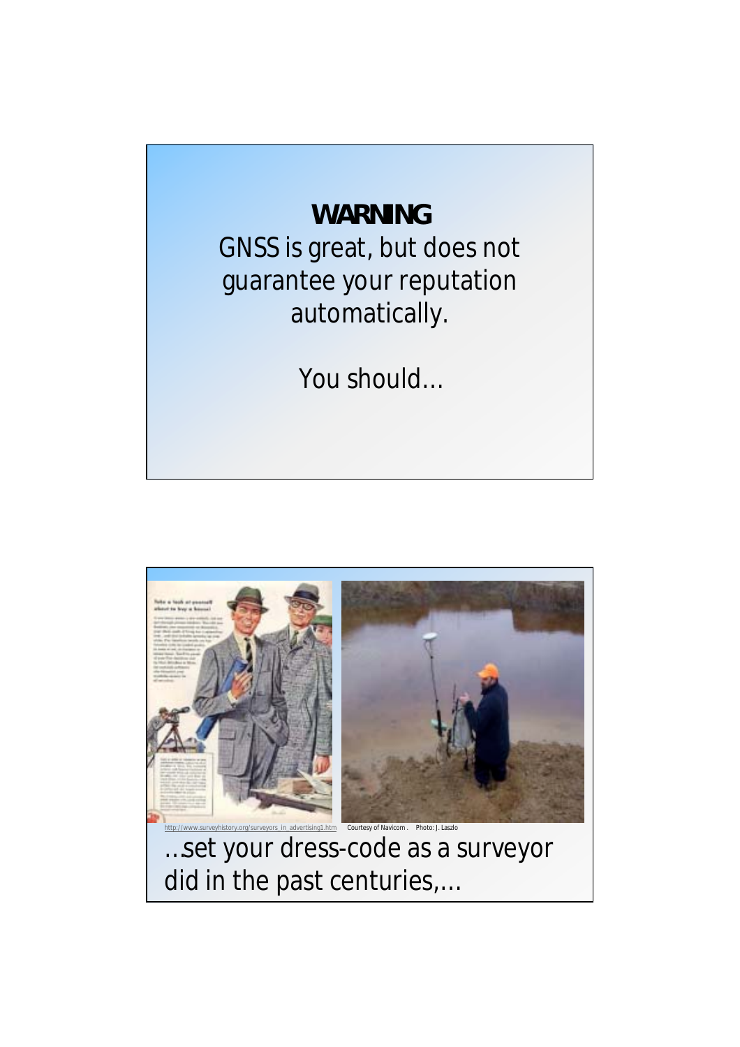**WARNING**

GNSS is great, but does not guarantee your reputation automatically.

You should…

http://www.surveyhistory.org/surveyors_in_advertising1.htm Courtesy of Navicom . Photo: J. Laszlo

…set your dress-code as a surveyor did in the past centuries,…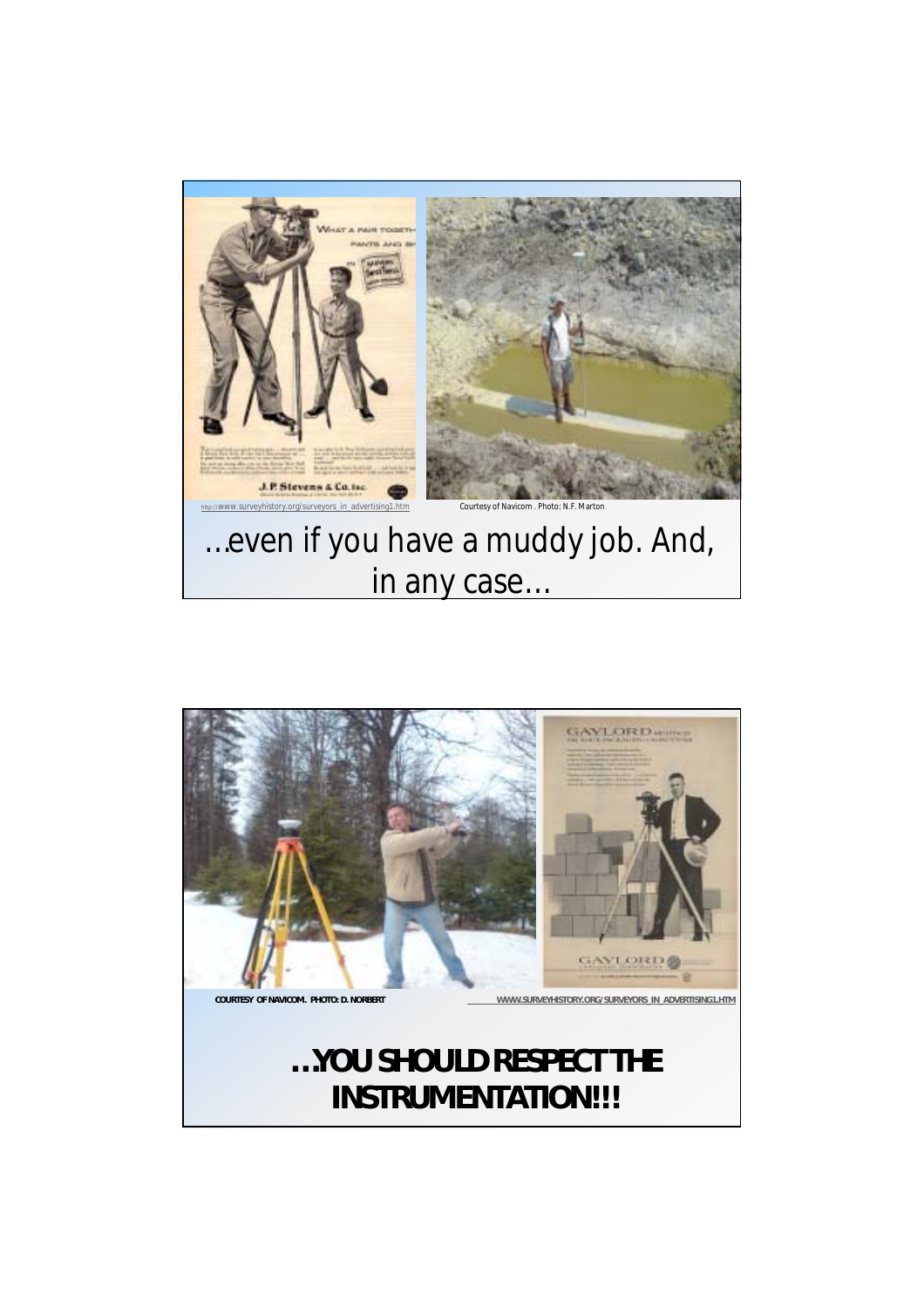http://www.surveyhistory.org/surveyors_in_advertising1.htm

Courtesy of Navicom . Photo: N.F. Marton

…even if you have a muddy job. And, in any case…

COURTESY OF NAVICOM. PHOTO: D. NORBERT

WWW.SURVEYHISTORY.ORG/SURVEYORS_IN_ADVERTISING1.HTM

**…YOU SHOULD RESPECT THE INSTRUMENTATION!!!**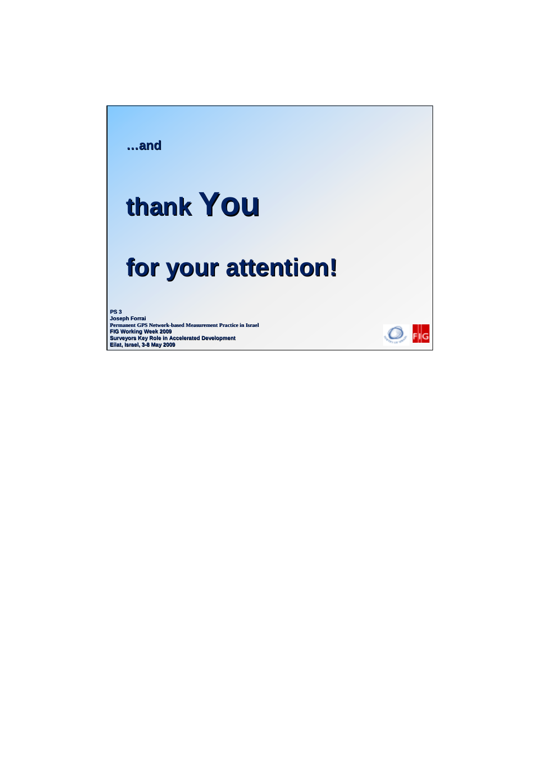…and

# thank You

# for your attention!

PS 3
Joseph Forrai
Permanent GPS Network-based Measurement Practice in Israel
FIG Working Week 2009
Surveyors Key Role in Accelerated Development
Eilat, Israel, 3-8 May 2009